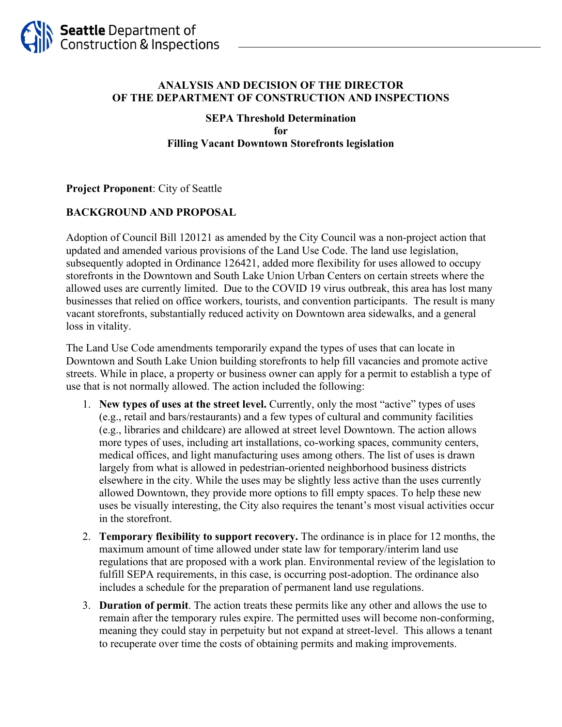Seattle Department of Construction & Inspections

# ANALYSIS AND DECISION OF THE DIRECTOR OF THE DEPARTMENT OF CONSTRUCTION AND INSPECTIONS

## SEPA Threshold Determination for Filling Vacant Downtown Storefronts legislation

**Project Proponent**: City of Seattle

**BACKGROUND AND PROPOSAL**

Adoption of Council Bill 120121 as amended by the City Council was a non-project action that updated and amended various provisions of the Land Use Code. The land use legislation, subsequently adopted in Ordinance 126421, added more flexibility for uses allowed to occupy storefronts in the Downtown and South Lake Union Urban Centers on certain streets where the allowed uses are currently limited. Due to the COVID 19 virus outbreak, this area has lost many businesses that relied on office workers, tourists, and convention participants. The result is many vacant storefronts, substantially reduced activity on Downtown area sidewalks, and a general loss in vitality.

The Land Use Code amendments temporarily expand the types of uses that can locate in Downtown and South Lake Union building storefronts to help fill vacancies and promote active streets. While in place, a property or business owner can apply for a permit to establish a type of use that is not normally allowed. The action included the following:

1. **New types of uses at the street level.** Currently, only the most "active" types of uses (e.g., retail and bars/restaurants) and a few types of cultural and community facilities (e.g., libraries and childcare) are allowed at street level Downtown. The action allows more types of uses, including art installations, co-working spaces, community centers, medical offices, and light manufacturing uses among others. The list of uses is drawn largely from what is allowed in pedestrian-oriented neighborhood business districts elsewhere in the city. While the uses may be slightly less active than the uses currently allowed Downtown, they provide more options to fill empty spaces. To help these new uses be visually interesting, the City also requires the tenant's most visual activities occur in the storefront.
2. **Temporary flexibility to support recovery.** The ordinance is in place for 12 months, the maximum amount of time allowed under state law for temporary/interim land use regulations that are proposed with a work plan. Environmental review of the legislation to fulfill SEPA requirements, in this case, is occurring post-adoption. The ordinance also includes a schedule for the preparation of permanent land use regulations.
3. **Duration of permit**. The action treats these permits like any other and allows the use to remain after the temporary rules expire. The permitted uses will become non-conforming, meaning they could stay in perpetuity but not expand at street-level. This allows a tenant to recuperate over time the costs of obtaining permits and making improvements.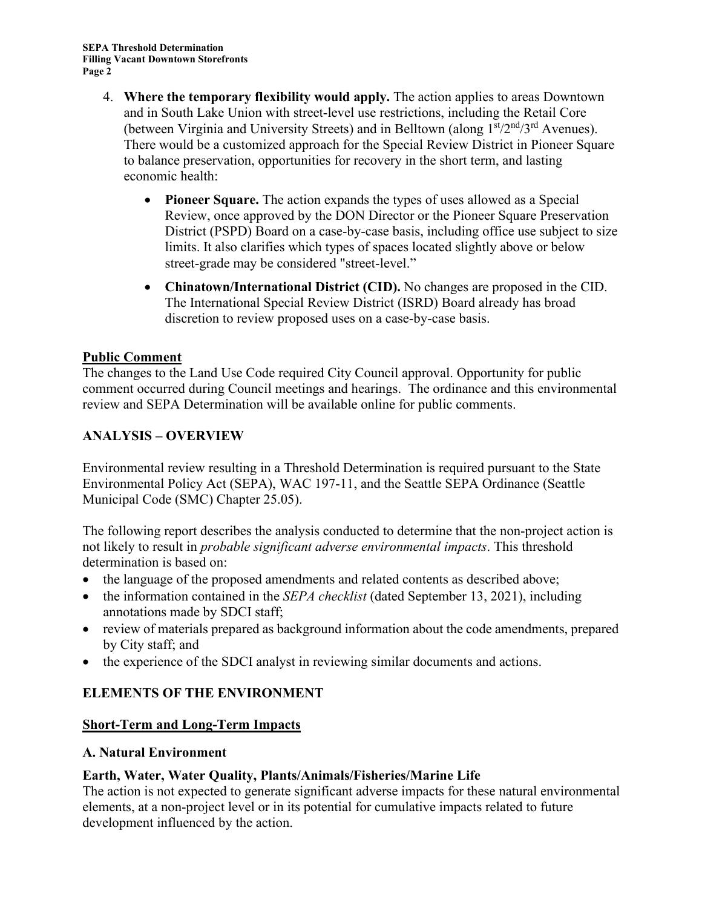4. **Where the temporary flexibility would apply.** The action applies to areas Downtown and in South Lake Union with street-level use restrictions, including the Retail Core (between Virginia and University Streets) and in Belltown (along 1st/2nd/3rd Avenues). There would be a customized approach for the Special Review District in Pioneer Square to balance preservation, opportunities for recovery in the short term, and lasting economic health:

   - **Pioneer Square.** The action expands the types of uses allowed as a Special Review, once approved by the DON Director or the Pioneer Square Preservation District (PSPD) Board on a case-by-case basis, including office use subject to size limits. It also clarifies which types of spaces located slightly above or below street-grade may be considered "street-level."
   - **Chinatown/International District (CID).** No changes are proposed in the CID. The International Special Review District (ISRD) Board already has broad discretion to review proposed uses on a case-by-case basis.

## Public Comment

The changes to the Land Use Code required City Council approval. Opportunity for public comment occurred during Council meetings and hearings. The ordinance and this environmental review and SEPA Determination will be available online for public comments.

## ANALYSIS – OVERVIEW

Environmental review resulting in a Threshold Determination is required pursuant to the State Environmental Policy Act (SEPA), WAC 197-11, and the Seattle SEPA Ordinance (Seattle Municipal Code (SMC) Chapter 25.05).

The following report describes the analysis conducted to determine that the non-project action is not likely to result in *probable significant adverse environmental impacts*. This threshold determination is based on:

- the language of the proposed amendments and related contents as described above;
- the information contained in the *SEPA checklist* (dated September 13, 2021), including annotations made by SDCI staff;
- review of materials prepared as background information about the code amendments, prepared by City staff; and
- the experience of the SDCI analyst in reviewing similar documents and actions.

## ELEMENTS OF THE ENVIRONMENT

### Short-Term and Long-Term Impacts

### A. Natural Environment

**Earth, Water, Water Quality, Plants/Animals/Fisheries/Marine Life**

The action is not expected to generate significant adverse impacts for these natural environmental elements, at a non-project level or in its potential for cumulative impacts related to future development influenced by the action.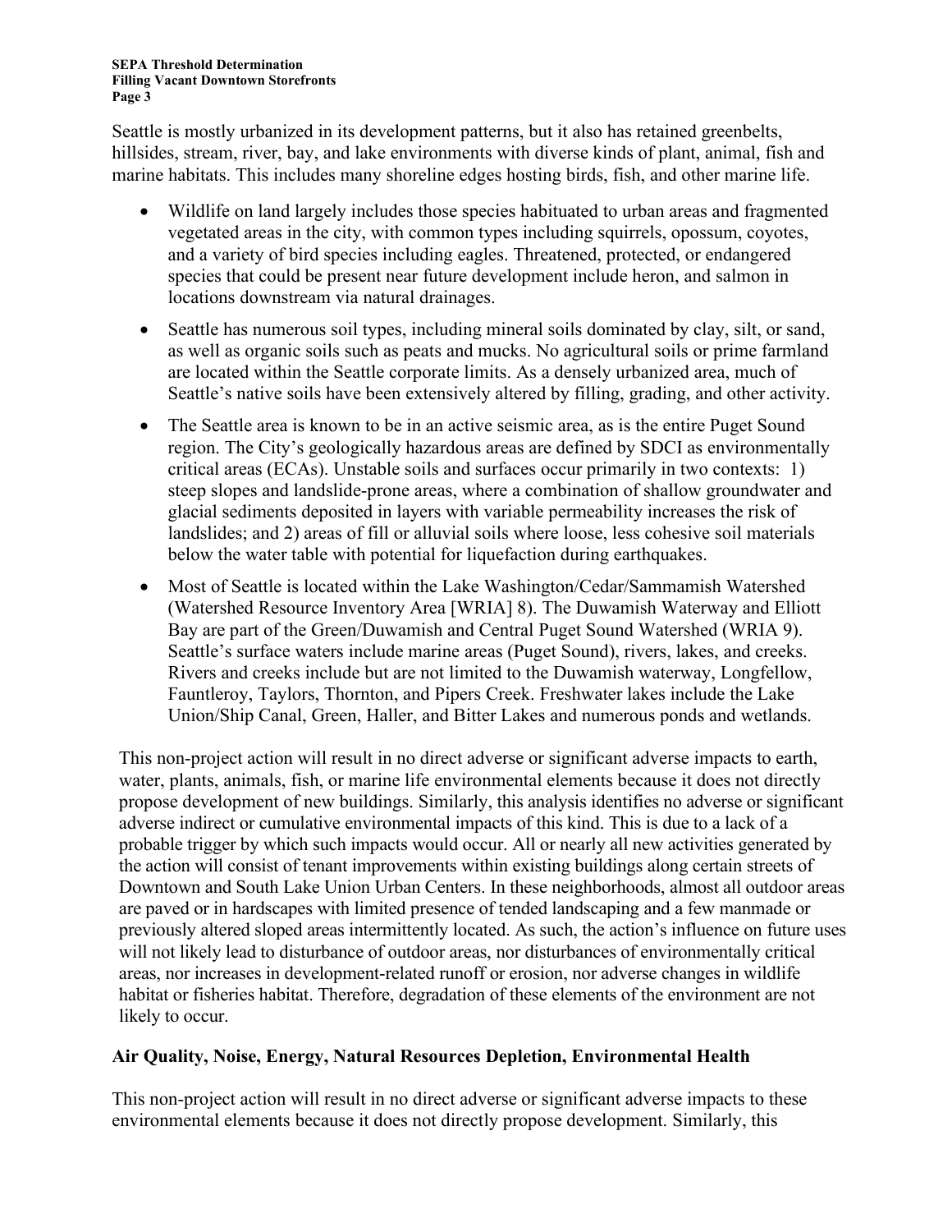Seattle is mostly urbanized in its development patterns, but it also has retained greenbelts, hillsides, stream, river, bay, and lake environments with diverse kinds of plant, animal, fish and marine habitats. This includes many shoreline edges hosting birds, fish, and other marine life.

- Wildlife on land largely includes those species habituated to urban areas and fragmented vegetated areas in the city, with common types including squirrels, opossum, coyotes, and a variety of bird species including eagles. Threatened, protected, or endangered species that could be present near future development include heron, and salmon in locations downstream via natural drainages.
- Seattle has numerous soil types, including mineral soils dominated by clay, silt, or sand, as well as organic soils such as peats and mucks. No agricultural soils or prime farmland are located within the Seattle corporate limits. As a densely urbanized area, much of Seattle's native soils have been extensively altered by filling, grading, and other activity.
- The Seattle area is known to be in an active seismic area, as is the entire Puget Sound region. The City's geologically hazardous areas are defined by SDCI as environmentally critical areas (ECAs). Unstable soils and surfaces occur primarily in two contexts: 1) steep slopes and landslide-prone areas, where a combination of shallow groundwater and glacial sediments deposited in layers with variable permeability increases the risk of landslides; and 2) areas of fill or alluvial soils where loose, less cohesive soil materials below the water table with potential for liquefaction during earthquakes.
- Most of Seattle is located within the Lake Washington/Cedar/Sammamish Watershed (Watershed Resource Inventory Area [WRIA] 8). The Duwamish Waterway and Elliott Bay are part of the Green/Duwamish and Central Puget Sound Watershed (WRIA 9). Seattle's surface waters include marine areas (Puget Sound), rivers, lakes, and creeks. Rivers and creeks include but are not limited to the Duwamish waterway, Longfellow, Fauntleroy, Taylors, Thornton, and Pipers Creek. Freshwater lakes include the Lake Union/Ship Canal, Green, Haller, and Bitter Lakes and numerous ponds and wetlands.

This non-project action will result in no direct adverse or significant adverse impacts to earth, water, plants, animals, fish, or marine life environmental elements because it does not directly propose development of new buildings. Similarly, this analysis identifies no adverse or significant adverse indirect or cumulative environmental impacts of this kind. This is due to a lack of a probable trigger by which such impacts would occur. All or nearly all new activities generated by the action will consist of tenant improvements within existing buildings along certain streets of Downtown and South Lake Union Urban Centers. In these neighborhoods, almost all outdoor areas are paved or in hardscapes with limited presence of tended landscaping and a few manmade or previously altered sloped areas intermittently located. As such, the action's influence on future uses will not likely lead to disturbance of outdoor areas, nor disturbances of environmentally critical areas, nor increases in development-related runoff or erosion, nor adverse changes in wildlife habitat or fisheries habitat. Therefore, degradation of these elements of the environment are not likely to occur.

## Air Quality, Noise, Energy, Natural Resources Depletion, Environmental Health

This non-project action will result in no direct adverse or significant adverse impacts to these environmental elements because it does not directly propose development. Similarly, this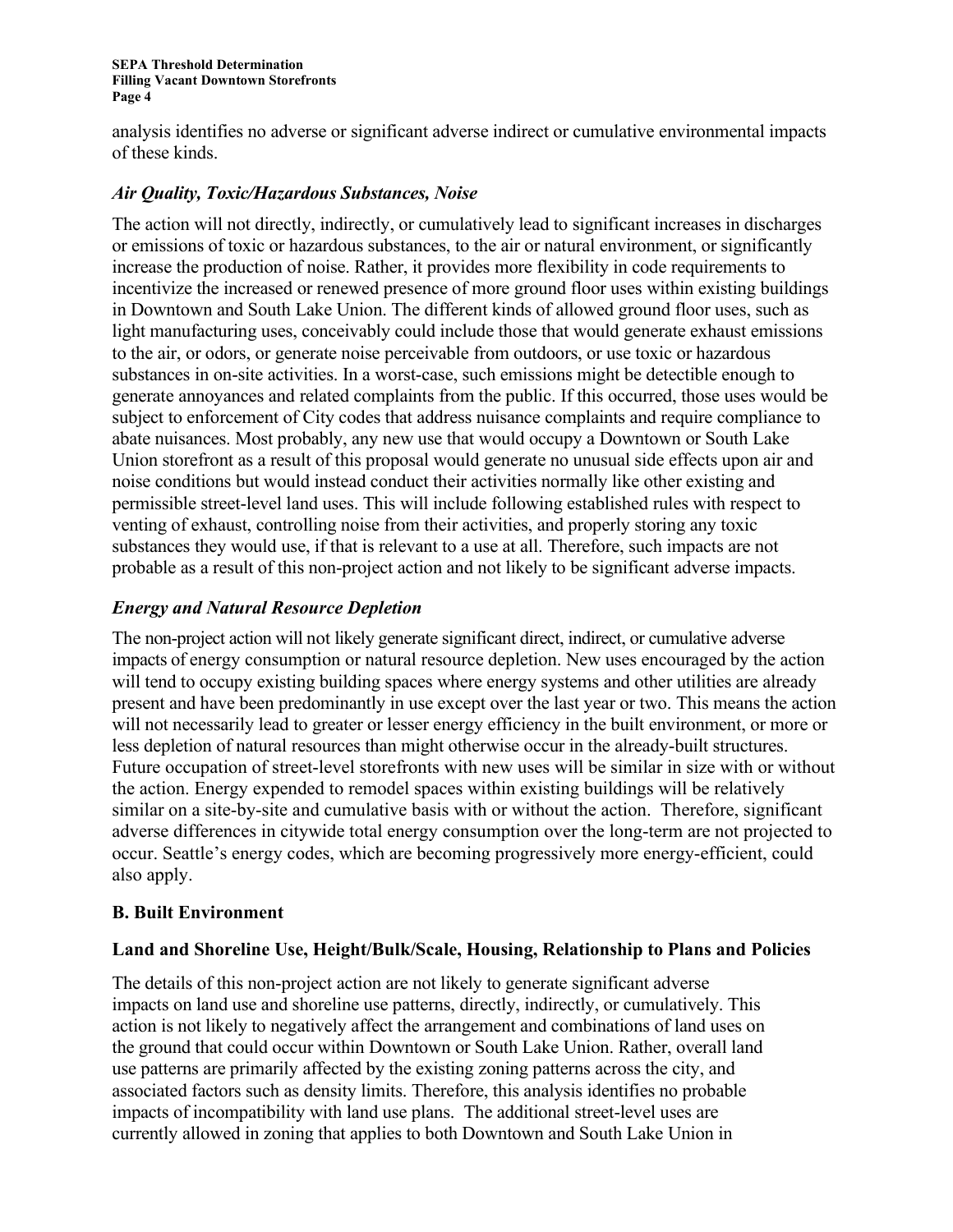analysis identifies no adverse or significant adverse indirect or cumulative environmental impacts of these kinds.

### *Air Quality, Toxic/Hazardous Substances, Noise*

The action will not directly, indirectly, or cumulatively lead to significant increases in discharges or emissions of toxic or hazardous substances, to the air or natural environment, or significantly increase the production of noise. Rather, it provides more flexibility in code requirements to incentivize the increased or renewed presence of more ground floor uses within existing buildings in Downtown and South Lake Union. The different kinds of allowed ground floor uses, such as light manufacturing uses, conceivably could include those that would generate exhaust emissions to the air, or odors, or generate noise perceivable from outdoors, or use toxic or hazardous substances in on-site activities. In a worst-case, such emissions might be detectible enough to generate annoyances and related complaints from the public. If this occurred, those uses would be subject to enforcement of City codes that address nuisance complaints and require compliance to abate nuisances. Most probably, any new use that would occupy a Downtown or South Lake Union storefront as a result of this proposal would generate no unusual side effects upon air and noise conditions but would instead conduct their activities normally like other existing and permissible street-level land uses. This will include following established rules with respect to venting of exhaust, controlling noise from their activities, and properly storing any toxic substances they would use, if that is relevant to a use at all. Therefore, such impacts are not probable as a result of this non-project action and not likely to be significant adverse impacts.

### *Energy and Natural Resource Depletion*

The non-project action will not likely generate significant direct, indirect, or cumulative adverse impacts of energy consumption or natural resource depletion. New uses encouraged by the action will tend to occupy existing building spaces where energy systems and other utilities are already present and have been predominantly in use except over the last year or two. This means the action will not necessarily lead to greater or lesser energy efficiency in the built environment, or more or less depletion of natural resources than might otherwise occur in the already-built structures. Future occupation of street-level storefronts with new uses will be similar in size with or without the action. Energy expended to remodel spaces within existing buildings will be relatively similar on a site-by-site and cumulative basis with or without the action. Therefore, significant adverse differences in citywide total energy consumption over the long-term are not projected to occur. Seattle's energy codes, which are becoming progressively more energy-efficient, could also apply.

## B. Built Environment

### Land and Shoreline Use, Height/Bulk/Scale, Housing, Relationship to Plans and Policies

The details of this non-project action are not likely to generate significant adverse impacts on land use and shoreline use patterns, directly, indirectly, or cumulatively. This action is not likely to negatively affect the arrangement and combinations of land uses on the ground that could occur within Downtown or South Lake Union. Rather, overall land use patterns are primarily affected by the existing zoning patterns across the city, and associated factors such as density limits. Therefore, this analysis identifies no probable impacts of incompatibility with land use plans. The additional street-level uses are currently allowed in zoning that applies to both Downtown and South Lake Union in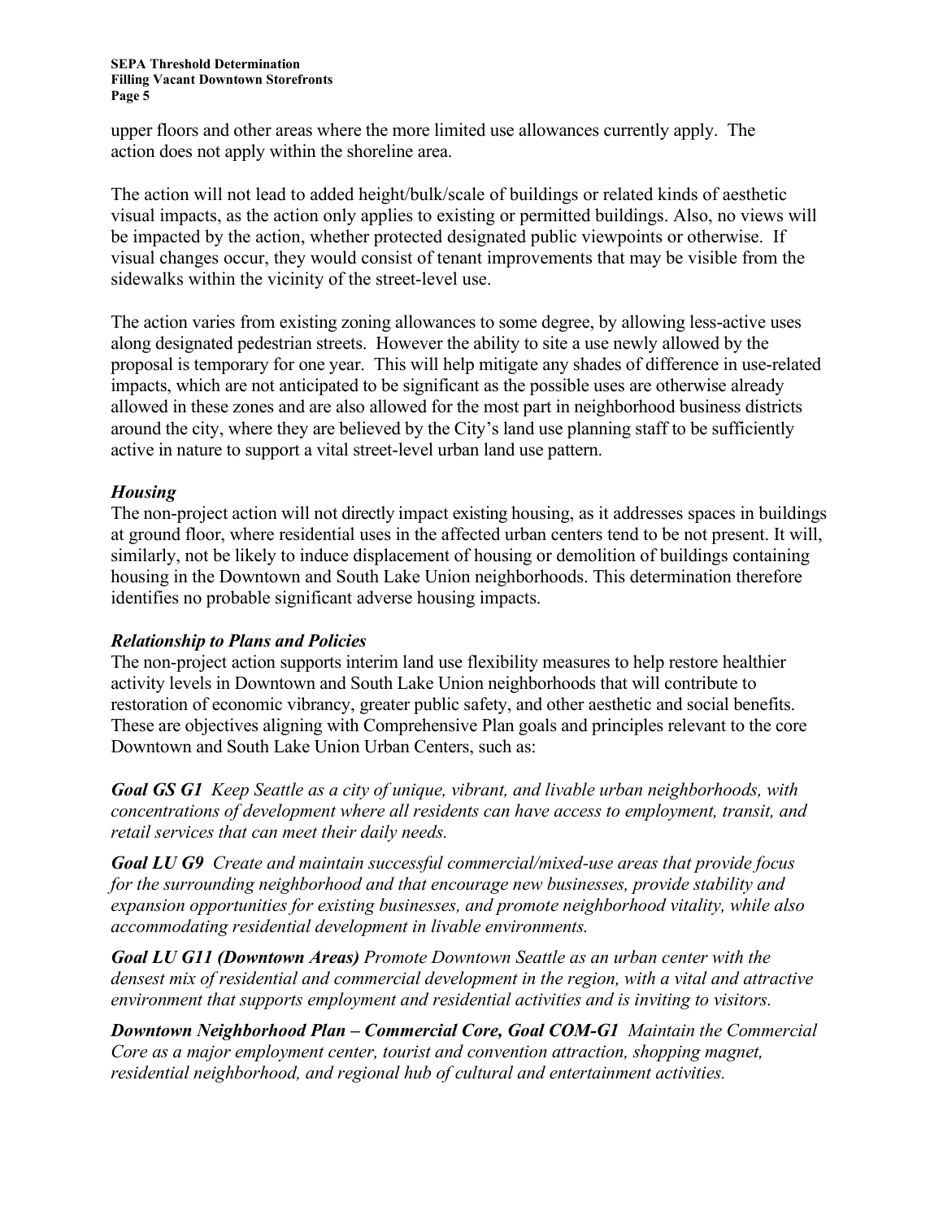upper floors and other areas where the more limited use allowances currently apply. The action does not apply within the shoreline area.

The action will not lead to added height/bulk/scale of buildings or related kinds of aesthetic visual impacts, as the action only applies to existing or permitted buildings. Also, no views will be impacted by the action, whether protected designated public viewpoints or otherwise. If visual changes occur, they would consist of tenant improvements that may be visible from the sidewalks within the vicinity of the street-level use.

The action varies from existing zoning allowances to some degree, by allowing less-active uses along designated pedestrian streets. However the ability to site a use newly allowed by the proposal is temporary for one year. This will help mitigate any shades of difference in use-related impacts, which are not anticipated to be significant as the possible uses are otherwise already allowed in these zones and are also allowed for the most part in neighborhood business districts around the city, where they are believed by the City's land use planning staff to be sufficiently active in nature to support a vital street-level urban land use pattern.

***Housing***

The non-project action will not directly impact existing housing, as it addresses spaces in buildings at ground floor, where residential uses in the affected urban centers tend to be not present. It will, similarly, not be likely to induce displacement of housing or demolition of buildings containing housing in the Downtown and South Lake Union neighborhoods. This determination therefore identifies no probable significant adverse housing impacts.

***Relationship to Plans and Policies***

The non-project action supports interim land use flexibility measures to help restore healthier activity levels in Downtown and South Lake Union neighborhoods that will contribute to restoration of economic vibrancy, greater public safety, and other aesthetic and social benefits. These are objectives aligning with Comprehensive Plan goals and principles relevant to the core Downtown and South Lake Union Urban Centers, such as:

***Goal GS G1*** *Keep Seattle as a city of unique, vibrant, and livable urban neighborhoods, with concentrations of development where all residents can have access to employment, transit, and retail services that can meet their daily needs.*

***Goal LU G9*** *Create and maintain successful commercial/mixed-use areas that provide focus for the surrounding neighborhood and that encourage new businesses, provide stability and expansion opportunities for existing businesses, and promote neighborhood vitality, while also accommodating residential development in livable environments.*

***Goal LU G11 (Downtown Areas)*** *Promote Downtown Seattle as an urban center with the densest mix of residential and commercial development in the region, with a vital and attractive environment that supports employment and residential activities and is inviting to visitors.*

***Downtown Neighborhood Plan – Commercial Core, Goal COM-G1*** *Maintain the Commercial Core as a major employment center, tourist and convention attraction, shopping magnet, residential neighborhood, and regional hub of cultural and entertainment activities.*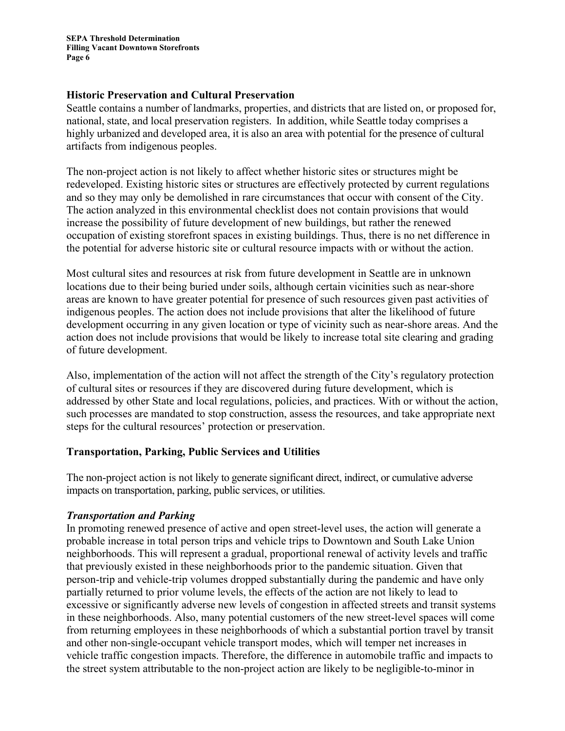## Historic Preservation and Cultural Preservation

Seattle contains a number of landmarks, properties, and districts that are listed on, or proposed for, national, state, and local preservation registers. In addition, while Seattle today comprises a highly urbanized and developed area, it is also an area with potential for the presence of cultural artifacts from indigenous peoples.

The non-project action is not likely to affect whether historic sites or structures might be redeveloped. Existing historic sites or structures are effectively protected by current regulations and so they may only be demolished in rare circumstances that occur with consent of the City. The action analyzed in this environmental checklist does not contain provisions that would increase the possibility of future development of new buildings, but rather the renewed occupation of existing storefront spaces in existing buildings. Thus, there is no net difference in the potential for adverse historic site or cultural resource impacts with or without the action.

Most cultural sites and resources at risk from future development in Seattle are in unknown locations due to their being buried under soils, although certain vicinities such as near-shore areas are known to have greater potential for presence of such resources given past activities of indigenous peoples. The action does not include provisions that alter the likelihood of future development occurring in any given location or type of vicinity such as near-shore areas. And the action does not include provisions that would be likely to increase total site clearing and grading of future development.

Also, implementation of the action will not affect the strength of the City's regulatory protection of cultural sites or resources if they are discovered during future development, which is addressed by other State and local regulations, policies, and practices. With or without the action, such processes are mandated to stop construction, assess the resources, and take appropriate next steps for the cultural resources' protection or preservation.

## Transportation, Parking, Public Services and Utilities

The non-project action is not likely to generate significant direct, indirect, or cumulative adverse impacts on transportation, parking, public services, or utilities.

### *Transportation and Parking*

In promoting renewed presence of active and open street-level uses, the action will generate a probable increase in total person trips and vehicle trips to Downtown and South Lake Union neighborhoods. This will represent a gradual, proportional renewal of activity levels and traffic that previously existed in these neighborhoods prior to the pandemic situation. Given that person-trip and vehicle-trip volumes dropped substantially during the pandemic and have only partially returned to prior volume levels, the effects of the action are not likely to lead to excessive or significantly adverse new levels of congestion in affected streets and transit systems in these neighborhoods. Also, many potential customers of the new street-level spaces will come from returning employees in these neighborhoods of which a substantial portion travel by transit and other non-single-occupant vehicle transport modes, which will temper net increases in vehicle traffic congestion impacts. Therefore, the difference in automobile traffic and impacts to the street system attributable to the non-project action are likely to be negligible-to-minor in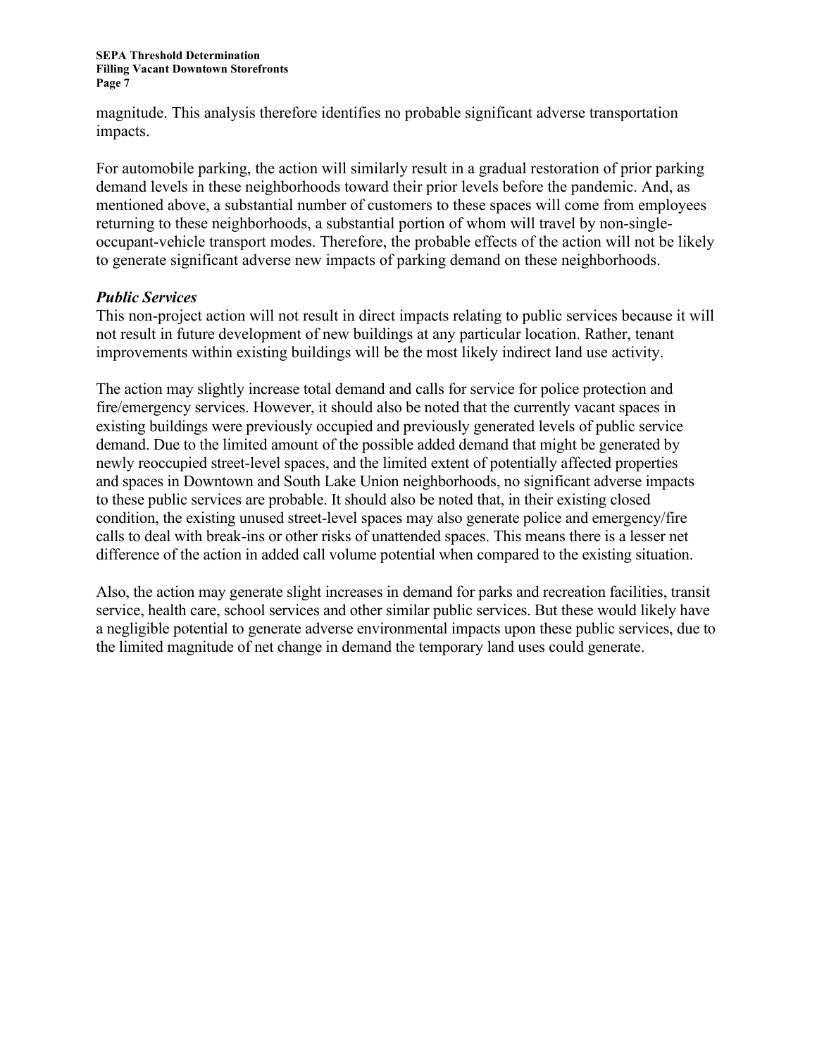magnitude. This analysis therefore identifies no probable significant adverse transportation impacts.

For automobile parking, the action will similarly result in a gradual restoration of prior parking demand levels in these neighborhoods toward their prior levels before the pandemic. And, as mentioned above, a substantial number of customers to these spaces will come from employees returning to these neighborhoods, a substantial portion of whom will travel by non-single-occupant-vehicle transport modes. Therefore, the probable effects of the action will not be likely to generate significant adverse new impacts of parking demand on these neighborhoods.

***Public Services***

This non-project action will not result in direct impacts relating to public services because it will not result in future development of new buildings at any particular location. Rather, tenant improvements within existing buildings will be the most likely indirect land use activity.

The action may slightly increase total demand and calls for service for police protection and fire/emergency services. However, it should also be noted that the currently vacant spaces in existing buildings were previously occupied and previously generated levels of public service demand. Due to the limited amount of the possible added demand that might be generated by newly reoccupied street-level spaces, and the limited extent of potentially affected properties and spaces in Downtown and South Lake Union neighborhoods, no significant adverse impacts to these public services are probable. It should also be noted that, in their existing closed condition, the existing unused street-level spaces may also generate police and emergency/fire calls to deal with break-ins or other risks of unattended spaces. This means there is a lesser net difference of the action in added call volume potential when compared to the existing situation.

Also, the action may generate slight increases in demand for parks and recreation facilities, transit service, health care, school services and other similar public services. But these would likely have a negligible potential to generate adverse environmental impacts upon these public services, due to the limited magnitude of net change in demand the temporary land uses could generate.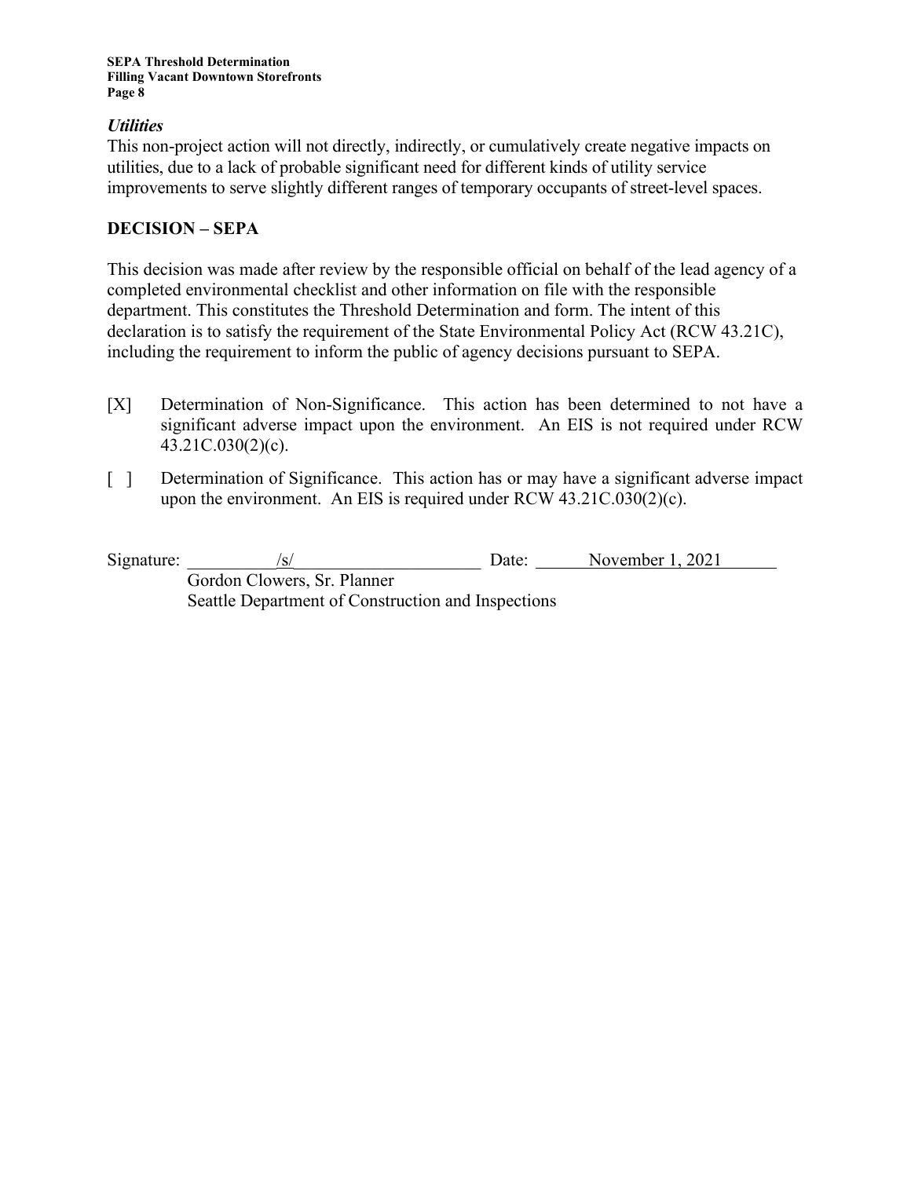### *Utilities*

This non-project action will not directly, indirectly, or cumulatively create negative impacts on utilities, due to a lack of probable significant need for different kinds of utility service improvements to serve slightly different ranges of temporary occupants of street-level spaces.

## DECISION – SEPA

This decision was made after review by the responsible official on behalf of the lead agency of a completed environmental checklist and other information on file with the responsible department. This constitutes the Threshold Determination and form. The intent of this declaration is to satisfy the requirement of the State Environmental Policy Act (RCW 43.21C), including the requirement to inform the public of agency decisions pursuant to SEPA.

[X] Determination of Non-Significance. This action has been determined to not have a significant adverse impact upon the environment. An EIS is not required under RCW 43.21C.030(2)(c).

[ ] Determination of Significance. This action has or may have a significant adverse impact upon the environment. An EIS is required under RCW 43.21C.030(2)(c).

Signature: /s/ Date: November 1, 2021

Gordon Clowers, Sr. Planner
Seattle Department of Construction and Inspections